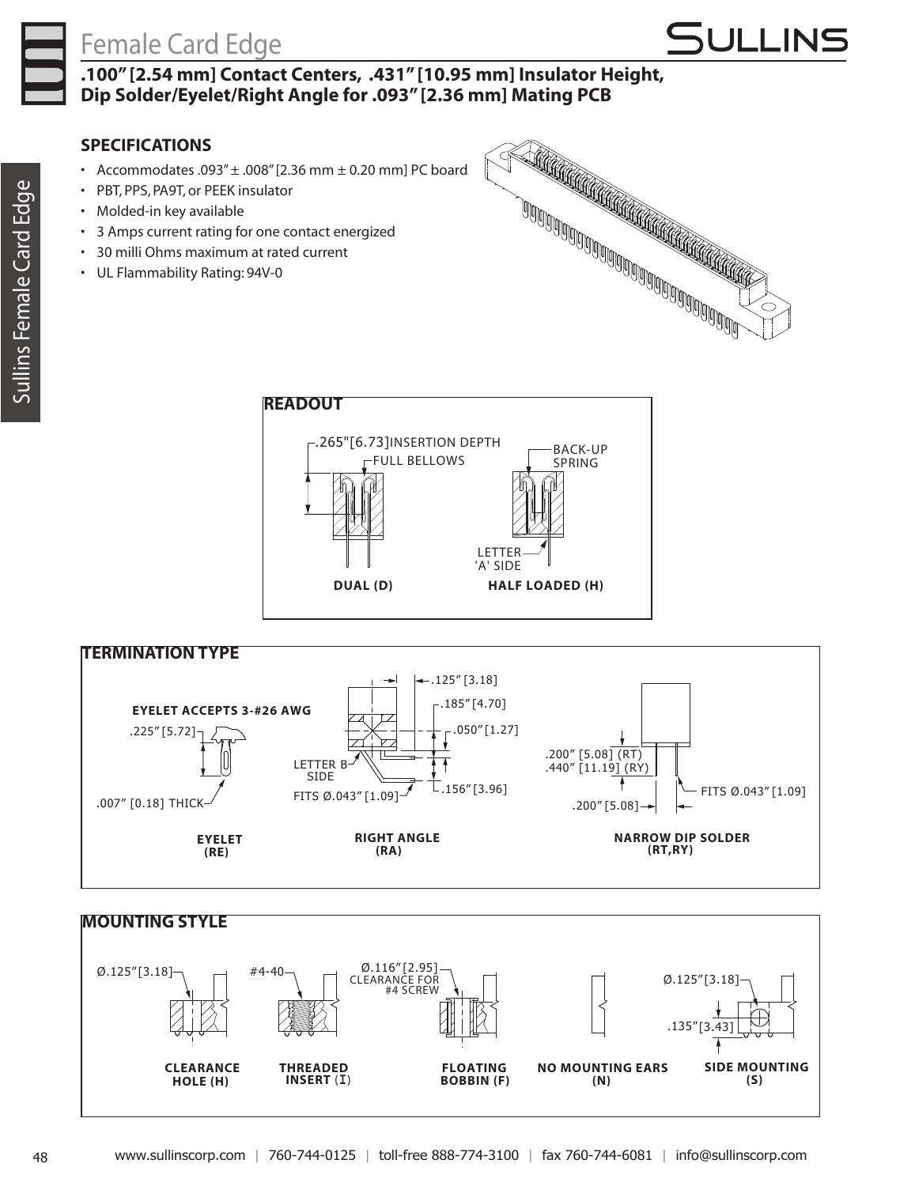# Female Card Edge

## .100" [2.54 mm] Contact Centers, .431" [10.95 mm] Insulator Height, Dip Solder/Eyelet/Right Angle for .093" [2.36 mm] Mating PCB

### SPECIFICATIONS

- Accommodates .093" ± .008" [2.36 mm ± 0.20 mm] PC board
- PBT, PPS, PA9T, or PEEK insulator
- Molded-in key available
- 3 Amps current rating for one contact energized
- 30 milli Ohms maximum at rated current
- UL Flammability Rating: 94V-0

### READOUT

.265" [6.73] INSERTION DEPTH

FULL BELLOWS

BACK-UP SPRING

LETTER 'A' SIDE

DUAL (D)

HALF LOADED (H)

### TERMINATION TYPE

EYELET ACCEPTS 3-#26 AWG

.225" [5.72]

.007" [0.18] THICK

EYELET (RE)

.125" [3.18]

.185" [4.70]

.050" [1.27]

LETTER B SIDE

FITS Ø.043" [1.09]

.156" [3.96]

RIGHT ANGLE (RA)

.200" [5.08] (RT)

.440" [11.19] (RY)

.200" [5.08]

FITS Ø.043" [1.09]

NARROW DIP SOLDER (RT,RY)

### MOUNTING STYLE

Ø.125" [3.18]

CLEARANCE HOLE (H)

#4-40

THREADED INSERT (I)

Ø.116" [2.95] CLEARANCE FOR #4 SCREW

FLOATING BOBBIN (F)

NO MOUNTING EARS (N)

Ø.125" [3.18]

.135" [3.43]

SIDE MOUNTING (S)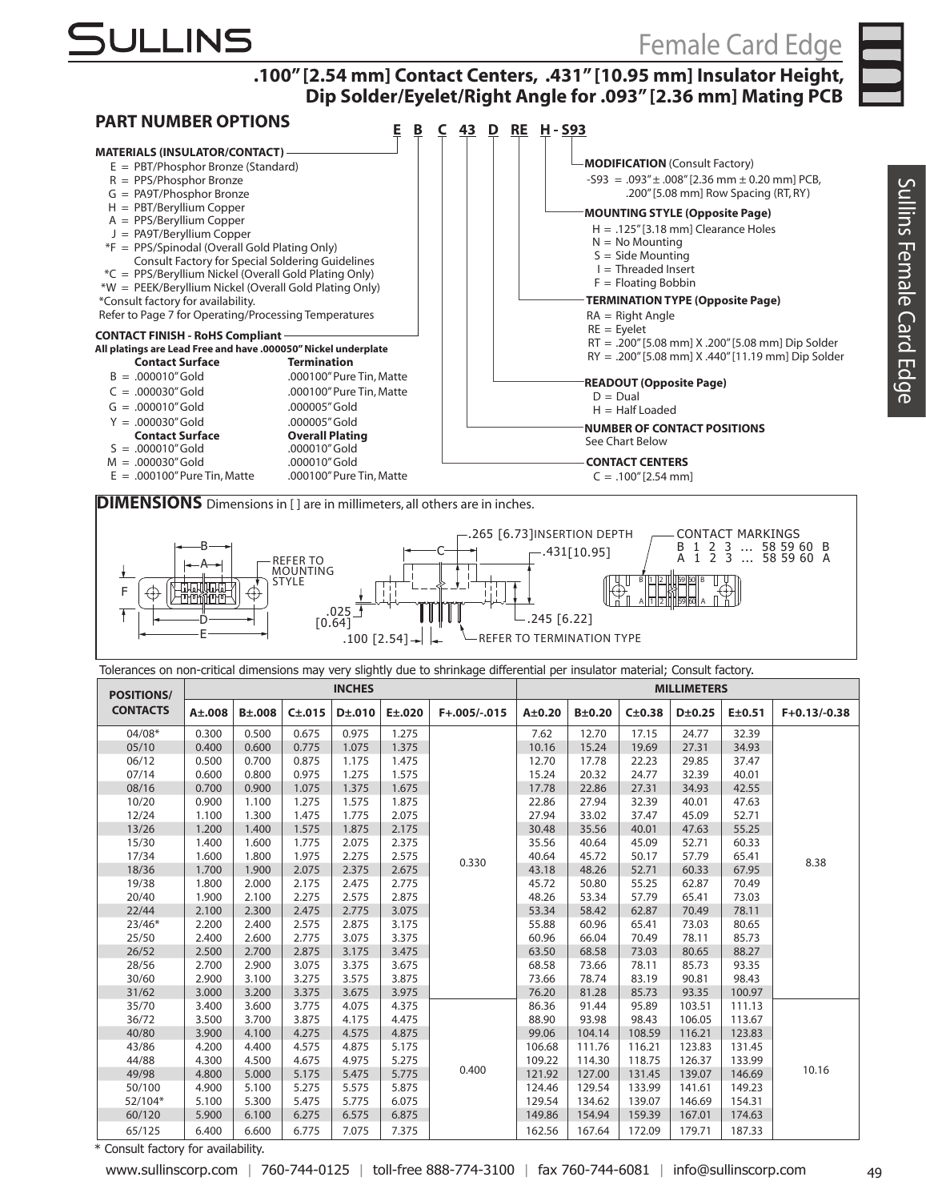# Female Card Edge

## .100" [2.54 mm] Contact Centers, .431" [10.95 mm] Insulator Height, Dip Solder/Eyelet/Right Angle for .093" [2.36 mm] Mating PCB

Sullins Female Card Edge

### PART NUMBER OPTIONS

**E B C 43 D RE H - S93**

**MATERIALS (INSULATOR/CONTACT)**
- E = PBT/Phosphor Bronze (Standard)
- R = PPS/Phosphor Bronze
- G = PA9T/Phosphor Bronze
- H = PBT/Beryllium Copper
- A = PPS/Beryllium Copper
- J = PA9T/Beryllium Copper
- *F = PPS/Spinodal (Overall Gold Plating Only) Consult Factory for Special Soldering Guidelines
- *C = PPS/Beryllium Nickel (Overall Gold Plating Only)
- *W = PEEK/Beryllium Nickel (Overall Gold Plating Only)

*Consult factory for availability.
Refer to Page 7 for Operating/Processing Temperatures

**CONTACT FINISH - RoHS Compliant**
**All platings are Lead Free and have .000050" Nickel underplate**

| Contact Surface | Termination |
|---|---|
| B = .000010" Gold | .000100" Pure Tin, Matte |
| C = .000030" Gold | .000100" Pure Tin, Matte |
| G = .000010" Gold | .000005" Gold |
| Y = .000030" Gold | .000005" Gold |
| **Contact Surface** | **Overall Plating** |
| S = .000010" Gold | .000010" Gold |
| M = .000030" Gold | .000010" Gold |
| E = .000100" Pure Tin, Matte | .000100" Pure Tin, Matte |

**MODIFICATION** (Consult Factory)
- -S93 = .093" ± .008" [2.36 mm ± 0.20 mm] PCB, .200" [5.08 mm] Row Spacing (RT, RY)

**MOUNTING STYLE (Opposite Page)**
- H = .125" [3.18 mm] Clearance Holes
- N = No Mounting
- S = Side Mounting
- I = Threaded Insert
- F = Floating Bobbin

**TERMINATION TYPE (Opposite Page)**
- RA = Right Angle
- RE = Eyelet
- RT = .200" [5.08 mm] X .200" [5.08 mm] Dip Solder
- RY = .200" [5.08 mm] X .440" [11.19 mm] Dip Solder

**READOUT (Opposite Page)**
- D = Dual
- H = Half Loaded

**NUMBER OF CONTACT POSITIONS**
See Chart Below

**CONTACT CENTERS**
- C = .100" [2.54 mm]

### DIMENSIONS
Dimensions in [ ] are in millimeters, all others are in inches.

B
A
F
D
E
REFER TO MOUNTING STYLE
C
.265 [6.73] INSERTION DEPTH
.431 [10.95]
.025 [0.64]
.100 [2.54]
.245 [6.22]
REFER TO TERMINATION TYPE
CONTACT MARKINGS
B 1 2 3 ... 58 59 60 B
A 1 2 3 ... 58 59 60 A

Tolerances on non-critical dimensions may very slightly due to shrinkage differential per insulator material; Consult factory.

| POSITIONS/ CONTACTS | INCHES | | | | | | MILLIMETERS | | | | | |
|---|---|---|---|---|---|---|---|---|---|---|---|---|
| | A±.008 | B±.008 | C±.015 | D±.010 | E±.020 | F+.005/-.015 | A±0.20 | B±0.20 | C±0.38 | D±0.25 | E±0.51 | F+0.13/-0.38 |
| 04/08* | 0.300 | 0.500 | 0.675 | 0.975 | 1.275 | 0.330 | 7.62 | 12.70 | 17.15 | 24.77 | 32.39 | 8.38 |
| 05/10 | 0.400 | 0.600 | 0.775 | 1.075 | 1.375 | | 10.16 | 15.24 | 19.69 | 27.31 | 34.93 | |
| 06/12 | 0.500 | 0.700 | 0.875 | 1.175 | 1.475 | | 12.70 | 17.78 | 22.23 | 29.85 | 37.47 | |
| 07/14 | 0.600 | 0.800 | 0.975 | 1.275 | 1.575 | | 15.24 | 20.32 | 24.77 | 32.39 | 40.01 | |
| 08/16 | 0.700 | 0.900 | 1.075 | 1.375 | 1.675 | | 17.78 | 22.86 | 27.31 | 34.93 | 42.55 | |
| 10/20 | 0.900 | 1.100 | 1.275 | 1.575 | 1.875 | | 22.86 | 27.94 | 32.39 | 40.01 | 47.63 | |
| 12/24 | 1.100 | 1.300 | 1.475 | 1.775 | 2.075 | | 27.94 | 33.02 | 37.47 | 45.09 | 52.71 | |
| 13/26 | 1.200 | 1.400 | 1.575 | 1.875 | 2.175 | | 30.48 | 35.56 | 40.01 | 47.63 | 55.25 | |
| 15/30 | 1.400 | 1.600 | 1.775 | 2.075 | 2.375 | | 35.56 | 40.64 | 45.09 | 52.71 | 60.33 | |
| 17/34 | 1.600 | 1.800 | 1.975 | 2.275 | 2.575 | | 40.64 | 45.72 | 50.17 | 57.79 | 65.41 | |
| 18/36 | 1.700 | 1.900 | 2.075 | 2.375 | 2.675 | | 43.18 | 48.26 | 52.71 | 60.33 | 67.95 | |
| 19/38 | 1.800 | 2.000 | 2.175 | 2.475 | 2.775 | | 45.72 | 50.80 | 55.25 | 62.87 | 70.49 | |
| 20/40 | 1.900 | 2.100 | 2.275 | 2.575 | 2.875 | | 48.26 | 53.34 | 57.79 | 65.41 | 73.03 | |
| 22/44 | 2.100 | 2.300 | 2.475 | 2.775 | 3.075 | | 53.34 | 58.42 | 62.87 | 70.49 | 78.11 | |
| 23/46* | 2.200 | 2.400 | 2.575 | 2.875 | 3.175 | | 55.88 | 60.96 | 65.41 | 73.03 | 80.65 | |
| 25/50 | 2.400 | 2.600 | 2.775 | 3.075 | 3.375 | | 60.96 | 66.04 | 70.49 | 78.11 | 85.73 | |
| 26/52 | 2.500 | 2.700 | 2.875 | 3.175 | 3.475 | | 63.50 | 68.58 | 73.03 | 80.65 | 88.27 | |
| 28/56 | 2.700 | 2.900 | 3.075 | 3.375 | 3.675 | | 68.58 | 73.66 | 78.11 | 85.73 | 93.35 | |
| 30/60 | 2.900 | 3.100 | 3.275 | 3.575 | 3.875 | | 73.66 | 78.74 | 83.19 | 90.81 | 98.43 | |
| 31/62 | 3.000 | 3.200 | 3.375 | 3.675 | 3.975 | | 76.20 | 81.28 | 85.73 | 93.35 | 100.97 | |
| 35/70 | 3.400 | 3.600 | 3.775 | 4.075 | 4.375 | 0.400 | 86.36 | 91.44 | 95.89 | 103.51 | 111.13 | 10.16 |
| 36/72 | 3.500 | 3.700 | 3.875 | 4.175 | 4.475 | | 88.90 | 93.98 | 98.43 | 106.05 | 113.67 | |
| 40/80 | 3.900 | 4.100 | 4.275 | 4.575 | 4.875 | | 99.06 | 104.14 | 108.59 | 116.21 | 123.83 | |
| 43/86 | 4.200 | 4.400 | 4.575 | 4.875 | 5.175 | | 106.68 | 111.76 | 116.21 | 123.83 | 131.45 | |
| 44/88 | 4.300 | 4.500 | 4.675 | 4.975 | 5.275 | | 109.22 | 114.30 | 118.75 | 126.37 | 133.99 | |
| 49/98 | 4.800 | 5.000 | 5.175 | 5.475 | 5.775 | | 121.92 | 127.00 | 131.45 | 139.07 | 146.69 | |
| 50/100 | 4.900 | 5.100 | 5.275 | 5.575 | 5.875 | | 124.46 | 129.54 | 133.99 | 141.61 | 149.23 | |
| 52/104* | 5.100 | 5.300 | 5.475 | 5.775 | 6.075 | | 129.54 | 134.62 | 139.07 | 146.69 | 154.31 | |
| 60/120 | 5.900 | 6.100 | 6.275 | 6.575 | 6.875 | | 149.86 | 154.94 | 159.39 | 167.01 | 174.63 | |
| 65/125 | 6.400 | 6.600 | 6.775 | 7.075 | 7.375 | | 162.56 | 167.64 | 172.09 | 179.71 | 187.33 | |

* Consult factory for availability.

www.sullinscorp.com | 760-744-0125 | toll-free 888-774-3100 | fax 760-744-6081 | info@sullinscorp.com